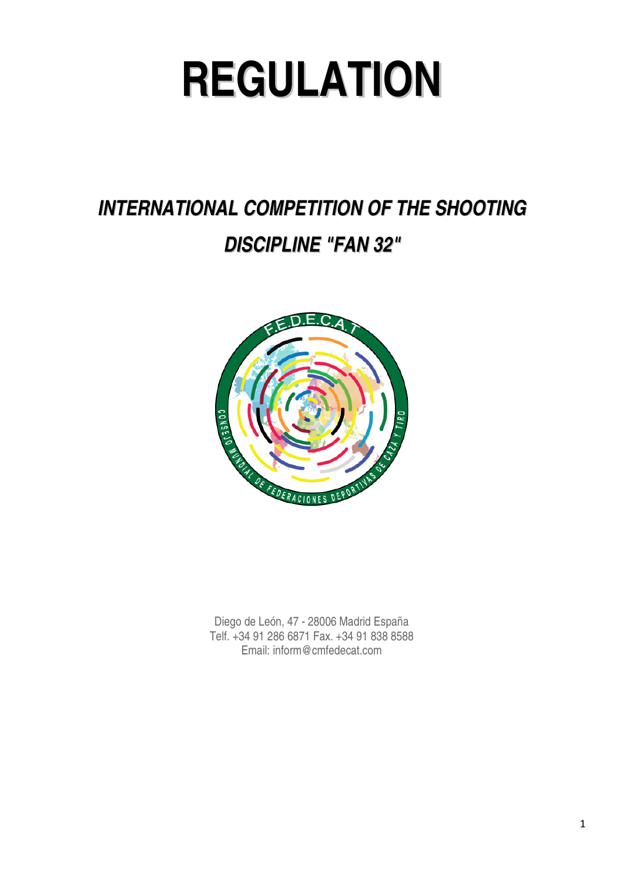# REGULATION

## *INTERNATIONAL COMPETITION OF THE SHOOTING DISCIPLINE "FAN 32"*

Diego de León, 47 - 28006 Madrid España
Telf. +34 91 286 6871 Fax. +34 91 838 8588
Email: inform@cmfedecat.com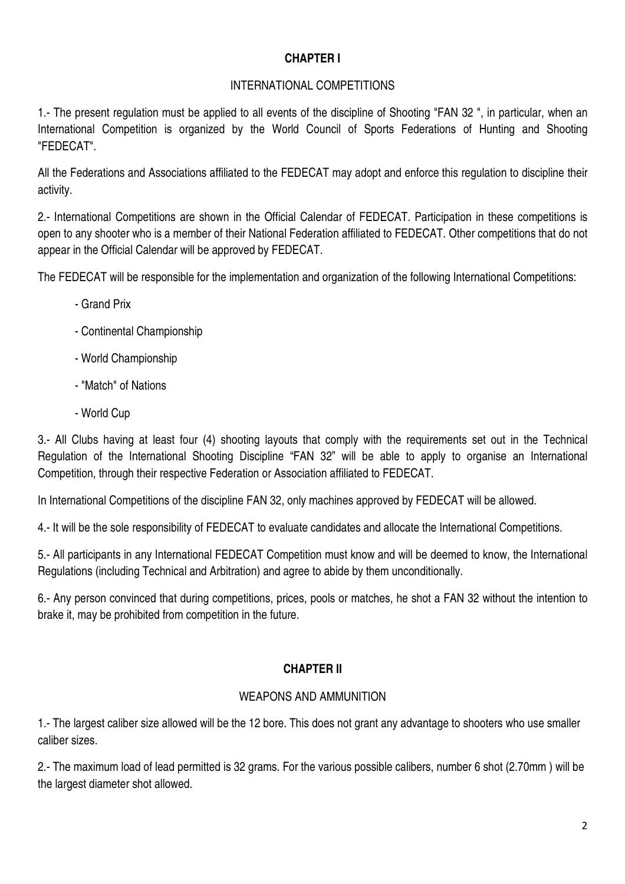## CHAPTER I

INTERNATIONAL COMPETITIONS

1.- The present regulation must be applied to all events of the discipline of Shooting "FAN 32 ", in particular, when an International Competition is organized by the World Council of Sports Federations of Hunting and Shooting "FEDECAT".

All the Federations and Associations affiliated to the FEDECAT may adopt and enforce this regulation to discipline their activity.

2.- International Competitions are shown in the Official Calendar of FEDECAT. Participation in these competitions is open to any shooter who is a member of their National Federation affiliated to FEDECAT. Other competitions that do not appear in the Official Calendar will be approved by FEDECAT.

The FEDECAT will be responsible for the implementation and organization of the following International Competitions:

- Grand Prix
- Continental Championship
- World Championship
- "Match" of Nations
- World Cup

3.- All Clubs having at least four (4) shooting layouts that comply with the requirements set out in the Technical Regulation of the International Shooting Discipline “FAN 32” will be able to apply to organise an International Competition, through their respective Federation or Association affiliated to FEDECAT.

In International Competitions of the discipline FAN 32, only machines approved by FEDECAT will be allowed.

4.- It will be the sole responsibility of FEDECAT to evaluate candidates and allocate the International Competitions.

5.- All participants in any International FEDECAT Competition must know and will be deemed to know, the International Regulations (including Technical and Arbitration) and agree to abide by them unconditionally.

6.- Any person convinced that during competitions, prices, pools or matches, he shot a FAN 32 without the intention to brake it, may be prohibited from competition in the future.

## CHAPTER II

WEAPONS AND AMMUNITION

1.- The largest caliber size allowed will be the 12 bore. This does not grant any advantage to shooters who use smaller caliber sizes.

2.- The maximum load of lead permitted is 32 grams. For the various possible calibers, number 6 shot (2.70mm ) will be the largest diameter shot allowed.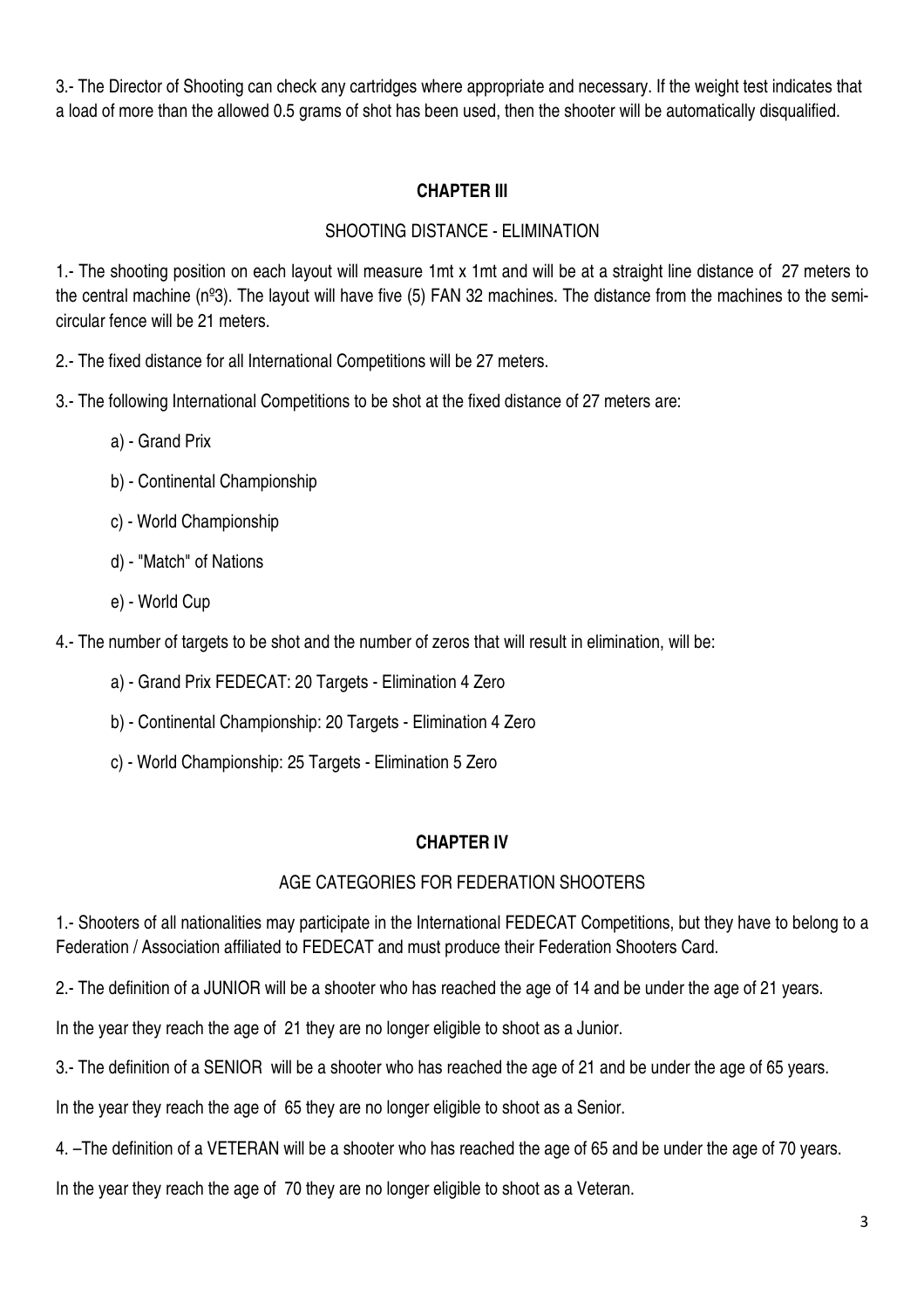3.- The Director of Shooting can check any cartridges where appropriate and necessary. If the weight test indicates that a load of more than the allowed 0.5 grams of shot has been used, then the shooter will be automatically disqualified.

## CHAPTER III

### SHOOTING DISTANCE - ELIMINATION

1.- The shooting position on each layout will measure 1mt x 1mt and will be at a straight line distance of 27 meters to the central machine (nº3). The layout will have five (5) FAN 32 machines. The distance from the machines to the semi-circular fence will be 21 meters.

2.- The fixed distance for all International Competitions will be 27 meters.

3.- The following International Competitions to be shot at the fixed distance of 27 meters are:

a) - Grand Prix

b) - Continental Championship

c) - World Championship

d) - "Match" of Nations

e) - World Cup

4.- The number of targets to be shot and the number of zeros that will result in elimination, will be:

a) - Grand Prix FEDECAT: 20 Targets - Elimination 4 Zero

b) - Continental Championship: 20 Targets - Elimination 4 Zero

c) - World Championship: 25 Targets - Elimination 5 Zero

## CHAPTER IV

### AGE CATEGORIES FOR FEDERATION SHOOTERS

1.- Shooters of all nationalities may participate in the International FEDECAT Competitions, but they have to belong to a Federation / Association affiliated to FEDECAT and must produce their Federation Shooters Card.

2.- The definition of a JUNIOR will be a shooter who has reached the age of 14 and be under the age of 21 years.

In the year they reach the age of 21 they are no longer eligible to shoot as a Junior.

3.- The definition of a SENIOR will be a shooter who has reached the age of 21 and be under the age of 65 years.

In the year they reach the age of 65 they are no longer eligible to shoot as a Senior.

4. –The definition of a VETERAN will be a shooter who has reached the age of 65 and be under the age of 70 years.

In the year they reach the age of 70 they are no longer eligible to shoot as a Veteran.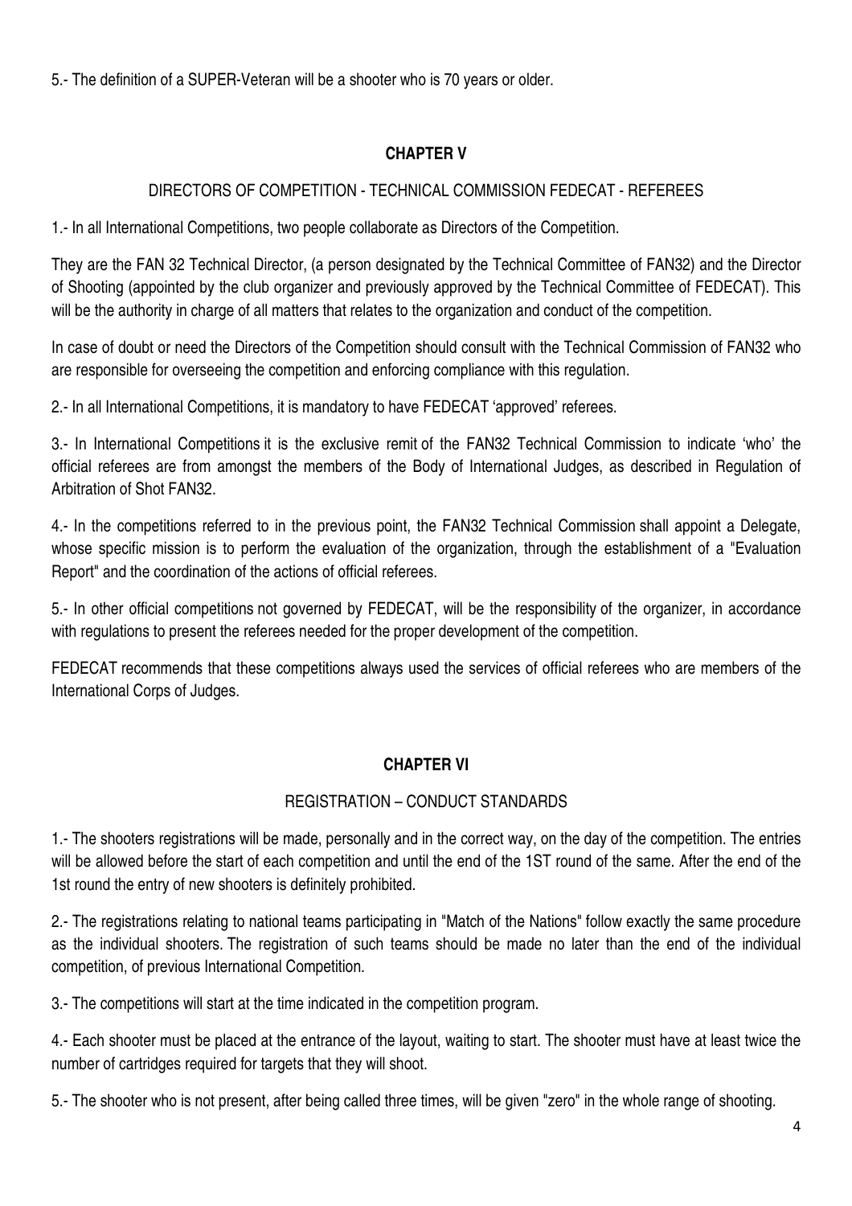5.- The definition of a SUPER-Veteran will be a shooter who is 70 years or older.

## CHAPTER V

### DIRECTORS OF COMPETITION - TECHNICAL COMMISSION FEDECAT - REFEREES

1.- In all International Competitions, two people collaborate as Directors of the Competition.

They are the FAN 32 Technical Director, (a person designated by the Technical Committee of FAN32) and the Director of Shooting (appointed by the club organizer and previously approved by the Technical Committee of FEDECAT). This will be the authority in charge of all matters that relates to the organization and conduct of the competition.

In case of doubt or need the Directors of the Competition should consult with the Technical Commission of FAN32 who are responsible for overseeing the competition and enforcing compliance with this regulation.

2.- In all International Competitions, it is mandatory to have FEDECAT 'approved' referees.

3.- In International Competitions it is the exclusive remit of the FAN32 Technical Commission to indicate 'who' the official referees are from amongst the members of the Body of International Judges, as described in Regulation of Arbitration of Shot FAN32.

4.- In the competitions referred to in the previous point, the FAN32 Technical Commission shall appoint a Delegate, whose specific mission is to perform the evaluation of the organization, through the establishment of a "Evaluation Report" and the coordination of the actions of official referees.

5.- In other official competitions not governed by FEDECAT, will be the responsibility of the organizer, in accordance with regulations to present the referees needed for the proper development of the competition.

FEDECAT recommends that these competitions always used the services of official referees who are members of the International Corps of Judges.

## CHAPTER VI

### REGISTRATION – CONDUCT STANDARDS

1.- The shooters registrations will be made, personally and in the correct way, on the day of the competition. The entries will be allowed before the start of each competition and until the end of the 1ST round of the same. After the end of the 1st round the entry of new shooters is definitely prohibited.

2.- The registrations relating to national teams participating in "Match of the Nations" follow exactly the same procedure as the individual shooters. The registration of such teams should be made no later than the end of the individual competition, of previous International Competition.

3.- The competitions will start at the time indicated in the competition program.

4.- Each shooter must be placed at the entrance of the layout, waiting to start. The shooter must have at least twice the number of cartridges required for targets that they will shoot.

5.- The shooter who is not present, after being called three times, will be given "zero" in the whole range of shooting.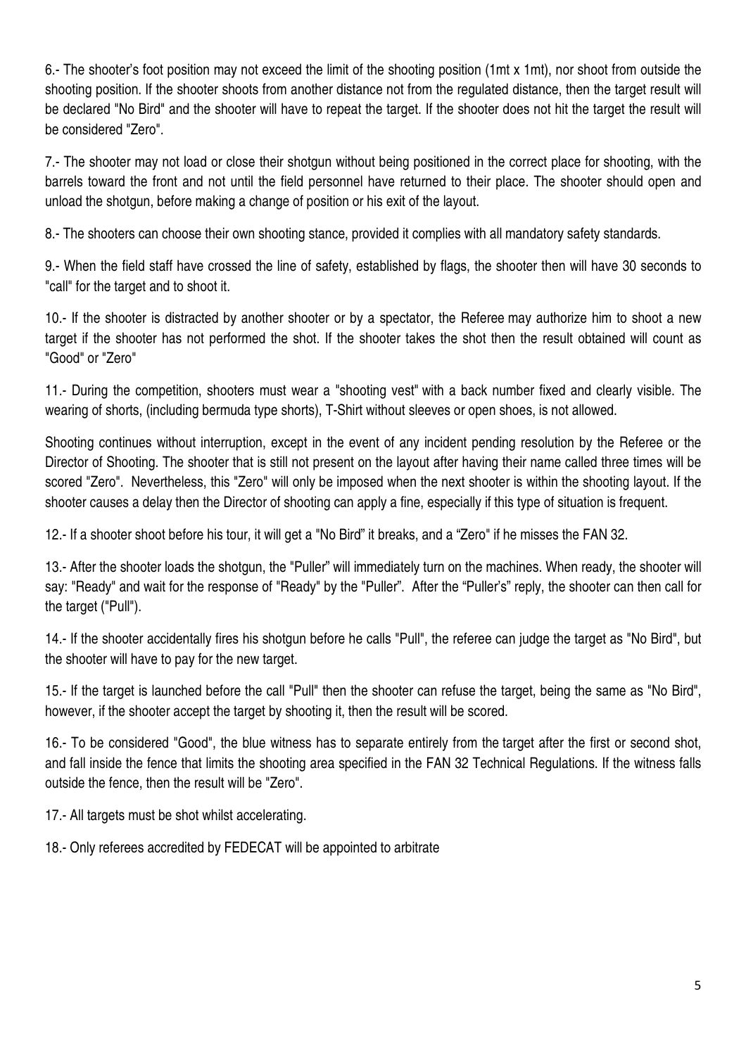6.- The shooter's foot position may not exceed the limit of the shooting position (1mt x 1mt), nor shoot from outside the shooting position. If the shooter shoots from another distance not from the regulated distance, then the target result will be declared "No Bird" and the shooter will have to repeat the target. If the shooter does not hit the target the result will be considered "Zero".

7.- The shooter may not load or close their shotgun without being positioned in the correct place for shooting, with the barrels toward the front and not until the field personnel have returned to their place. The shooter should open and unload the shotgun, before making a change of position or his exit of the layout.

8.- The shooters can choose their own shooting stance, provided it complies with all mandatory safety standards.

9.- When the field staff have crossed the line of safety, established by flags, the shooter then will have 30 seconds to "call" for the target and to shoot it.

10.- If the shooter is distracted by another shooter or by a spectator, the Referee may authorize him to shoot a new target if the shooter has not performed the shot. If the shooter takes the shot then the result obtained will count as "Good" or "Zero"

11.- During the competition, shooters must wear a "shooting vest" with a back number fixed and clearly visible. The wearing of shorts, (including bermuda type shorts), T-Shirt without sleeves or open shoes, is not allowed.

Shooting continues without interruption, except in the event of any incident pending resolution by the Referee or the Director of Shooting. The shooter that is still not present on the layout after having their name called three times will be scored "Zero". Nevertheless, this "Zero" will only be imposed when the next shooter is within the shooting layout. If the shooter causes a delay then the Director of shooting can apply a fine, especially if this type of situation is frequent.

12.- If a shooter shoot before his tour, it will get a "No Bird" it breaks, and a "Zero" if he misses the FAN 32.

13.- After the shooter loads the shotgun, the "Puller" will immediately turn on the machines. When ready, the shooter will say: "Ready" and wait for the response of "Ready" by the "Puller". After the "Puller's" reply, the shooter can then call for the target ("Pull").

14.- If the shooter accidentally fires his shotgun before he calls "Pull", the referee can judge the target as "No Bird", but the shooter will have to pay for the new target.

15.- If the target is launched before the call "Pull" then the shooter can refuse the target, being the same as "No Bird", however, if the shooter accept the target by shooting it, then the result will be scored.

16.- To be considered "Good", the blue witness has to separate entirely from the target after the first or second shot, and fall inside the fence that limits the shooting area specified in the FAN 32 Technical Regulations. If the witness falls outside the fence, then the result will be "Zero".

17.- All targets must be shot whilst accelerating.

18.- Only referees accredited by FEDECAT will be appointed to arbitrate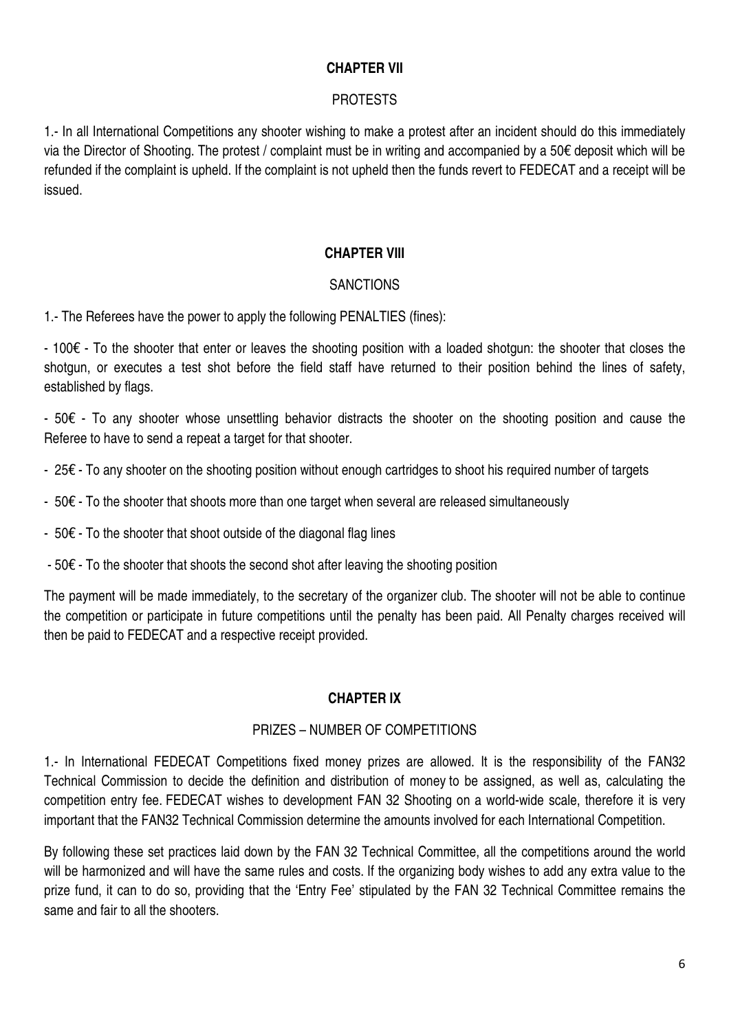## CHAPTER VII

PROTESTS

1.- In all International Competitions any shooter wishing to make a protest after an incident should do this immediately via the Director of Shooting. The protest / complaint must be in writing and accompanied by a 50€ deposit which will be refunded if the complaint is upheld. If the complaint is not upheld then the funds revert to FEDECAT and a receipt will be issued.

## CHAPTER VIII

SANCTIONS

1.- The Referees have the power to apply the following PENALTIES (fines):

- 100€ - To the shooter that enter or leaves the shooting position with a loaded shotgun: the shooter that closes the shotgun, or executes a test shot before the field staff have returned to their position behind the lines of safety, established by flags.
- 50€ - To any shooter whose unsettling behavior distracts the shooter on the shooting position and cause the Referee to have to send a repeat a target for that shooter.
- 25€ - To any shooter on the shooting position without enough cartridges to shoot his required number of targets
- 50€ - To the shooter that shoots more than one target when several are released simultaneously
- 50€ - To the shooter that shoot outside of the diagonal flag lines
- 50€ - To the shooter that shoots the second shot after leaving the shooting position

The payment will be made immediately, to the secretary of the organizer club. The shooter will not be able to continue the competition or participate in future competitions until the penalty has been paid. All Penalty charges received will then be paid to FEDECAT and a respective receipt provided.

## CHAPTER IX

PRIZES – NUMBER OF COMPETITIONS

1.- In International FEDECAT Competitions fixed money prizes are allowed. It is the responsibility of the FAN32 Technical Commission to decide the definition and distribution of money to be assigned, as well as, calculating the competition entry fee. FEDECAT wishes to development FAN 32 Shooting on a world-wide scale, therefore it is very important that the FAN32 Technical Commission determine the amounts involved for each International Competition.

By following these set practices laid down by the FAN 32 Technical Committee, all the competitions around the world will be harmonized and will have the same rules and costs. If the organizing body wishes to add any extra value to the prize fund, it can to do so, providing that the 'Entry Fee' stipulated by the FAN 32 Technical Committee remains the same and fair to all the shooters.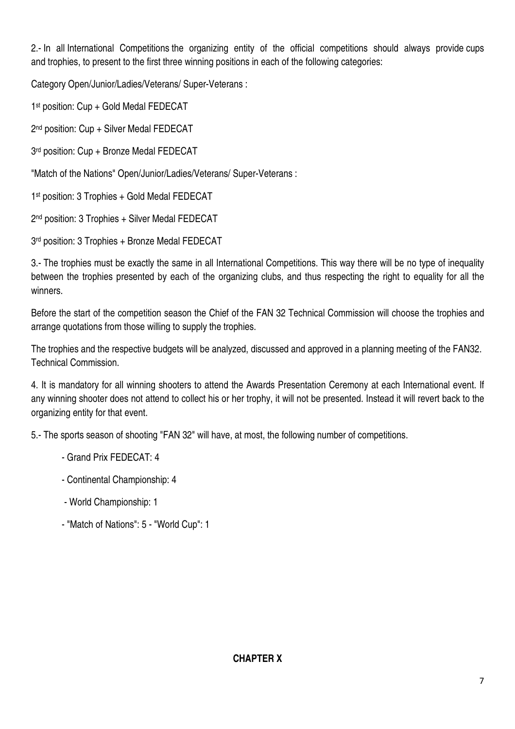2.- In all International Competitions the organizing entity of the official competitions should always provide cups and trophies, to present to the first three winning positions in each of the following categories:

Category Open/Junior/Ladies/Veterans/ Super-Veterans :

1st position: Cup + Gold Medal FEDECAT

2nd position: Cup + Silver Medal FEDECAT

3rd position: Cup + Bronze Medal FEDECAT

"Match of the Nations" Open/Junior/Ladies/Veterans/ Super-Veterans :

1st position: 3 Trophies + Gold Medal FEDECAT

2nd position: 3 Trophies + Silver Medal FEDECAT

3rd position: 3 Trophies + Bronze Medal FEDECAT

3.- The trophies must be exactly the same in all International Competitions. This way there will be no type of inequality between the trophies presented by each of the organizing clubs, and thus respecting the right to equality for all the winners.

Before the start of the competition season the Chief of the FAN 32 Technical Commission will choose the trophies and arrange quotations from those willing to supply the trophies.

The trophies and the respective budgets will be analyzed, discussed and approved in a planning meeting of the FAN32. Technical Commission.

4. It is mandatory for all winning shooters to attend the Awards Presentation Ceremony at each International event. If any winning shooter does not attend to collect his or her trophy, it will not be presented. Instead it will revert back to the organizing entity for that event.

5.- The sports season of shooting "FAN 32" will have, at most, the following number of competitions.

- Grand Prix FEDECAT: 4
- Continental Championship: 4
- World Championship: 1
- "Match of Nations": 5 - "World Cup": 1

**CHAPTER X**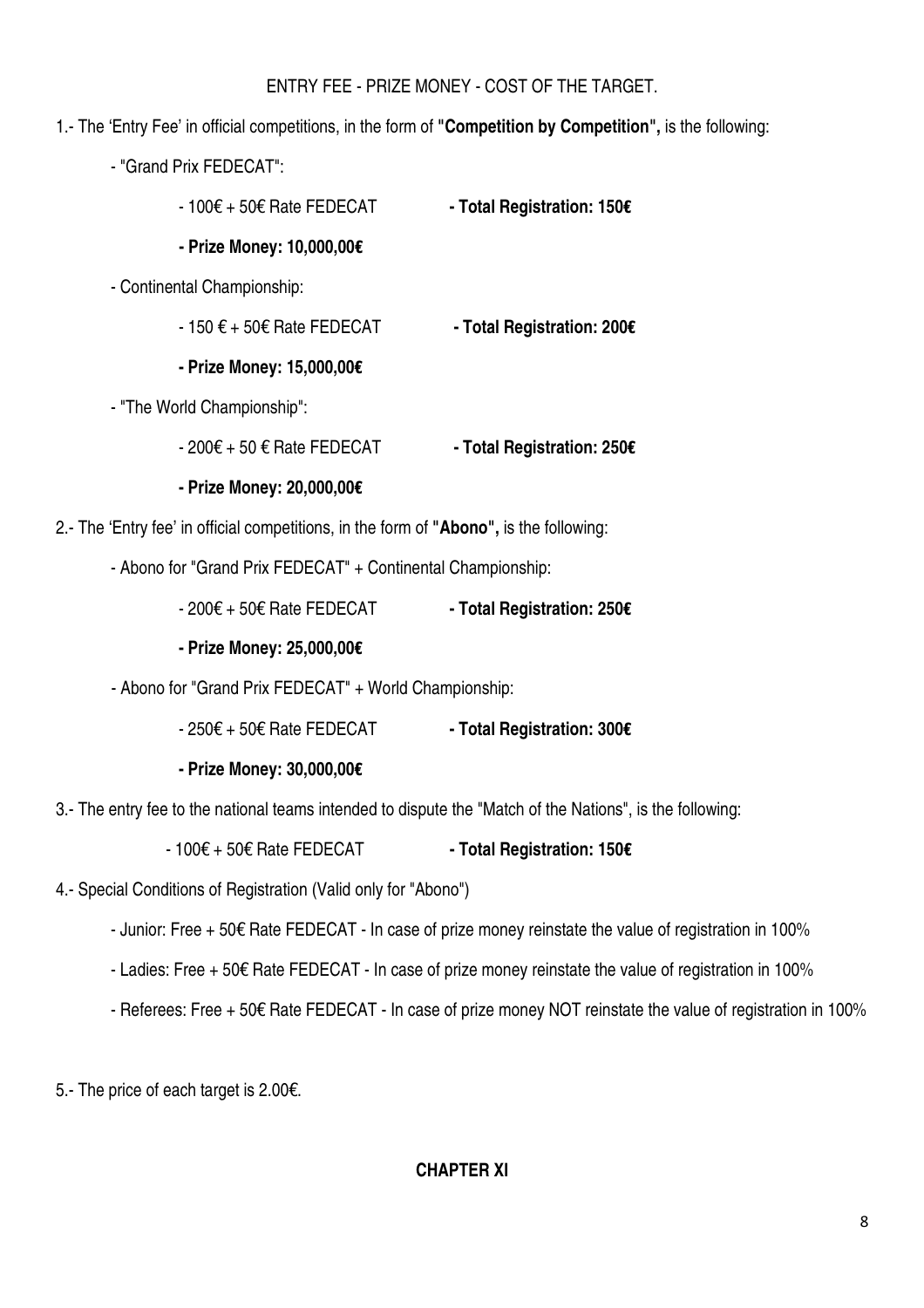ENTRY FEE - PRIZE MONEY - COST OF THE TARGET.

1.- The 'Entry Fee' in official competitions, in the form of "**Competition by Competition",** is the following:

- "Grand Prix FEDECAT":
  - 100€ + 50€ Rate FEDECAT **- Total Registration: 150€**
  - **- Prize Money: 10,000,00€**
- Continental Championship:
  - 150 € + 50€ Rate FEDECAT **- Total Registration: 200€**
  - **- Prize Money: 15,000,00€**
- "The World Championship":
  - 200€ + 50 € Rate FEDECAT **- Total Registration: 250€**
  - **- Prize Money: 20,000,00€**

2.- The 'Entry fee' in official competitions, in the form of **"Abono",** is the following:

- Abono for "Grand Prix FEDECAT" + Continental Championship:
  - 200€ + 50€ Rate FEDECAT **- Total Registration: 250€**
  - **- Prize Money: 25,000,00€**
- Abono for "Grand Prix FEDECAT" + World Championship:
  - 250€ + 50€ Rate FEDECAT **- Total Registration: 300€**
  - **- Prize Money: 30,000,00€**

3.- The entry fee to the national teams intended to dispute the "Match of the Nations", is the following:

- 100€ + 50€ Rate FEDECAT **- Total Registration: 150€**

4.- Special Conditions of Registration (Valid only for "Abono")

- Junior: Free + 50€ Rate FEDECAT - In case of prize money reinstate the value of registration in 100%
- Ladies: Free + 50€ Rate FEDECAT - In case of prize money reinstate the value of registration in 100%
- Referees: Free + 50€ Rate FEDECAT - In case of prize money NOT reinstate the value of registration in 100%

5.- The price of each target is 2.00€.

## CHAPTER XI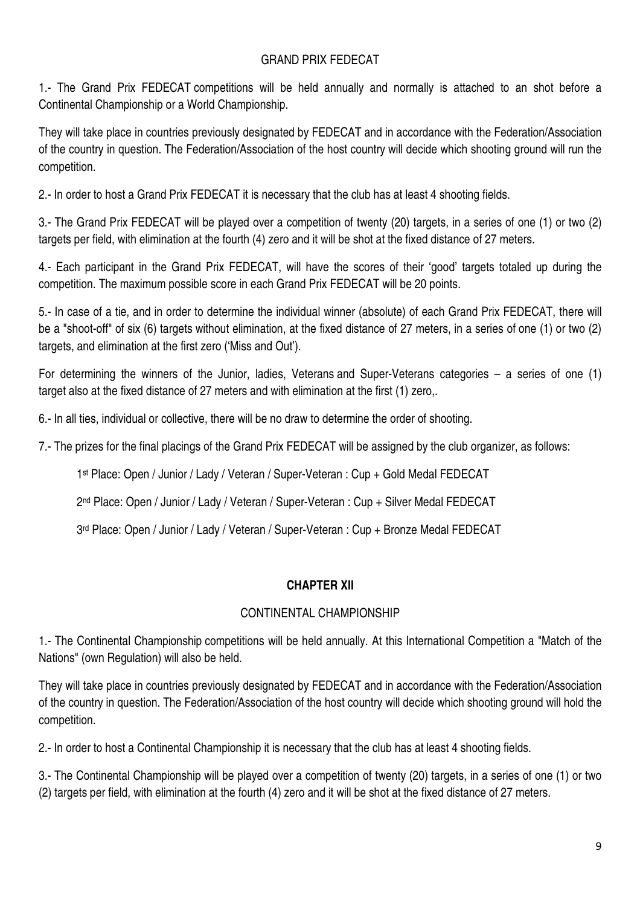## GRAND PRIX FEDECAT

1.- The Grand Prix FEDECAT competitions will be held annually and normally is attached to an shot before a Continental Championship or a World Championship.

They will take place in countries previously designated by FEDECAT and in accordance with the Federation/Association of the country in question. The Federation/Association of the host country will decide which shooting ground will run the competition.

2.- In order to host a Grand Prix FEDECAT it is necessary that the club has at least 4 shooting fields.

3.- The Grand Prix FEDECAT will be played over a competition of twenty (20) targets, in a series of one (1) or two (2) targets per field, with elimination at the fourth (4) zero and it will be shot at the fixed distance of 27 meters.

4.- Each participant in the Grand Prix FEDECAT, will have the scores of their 'good' targets totaled up during the competition. The maximum possible score in each Grand Prix FEDECAT will be 20 points.

5.- In case of a tie, and in order to determine the individual winner (absolute) of each Grand Prix FEDECAT, there will be a "shoot-off" of six (6) targets without elimination, at the fixed distance of 27 meters, in a series of one (1) or two (2) targets, and elimination at the first zero ('Miss and Out').

For determining the winners of the Junior, ladies, Veterans and Super-Veterans categories – a series of one (1) target also at the fixed distance of 27 meters and with elimination at the first (1) zero,.

6.- In all ties, individual or collective, there will be no draw to determine the order of shooting.

7.- The prizes for the final placings of the Grand Prix FEDECAT will be assigned by the club organizer, as follows:

1st Place: Open / Junior / Lady / Veteran / Super-Veteran : Cup + Gold Medal FEDECAT

2nd Place: Open / Junior / Lady / Veteran / Super-Veteran : Cup + Silver Medal FEDECAT

3rd Place: Open / Junior / Lady / Veteran / Super-Veteran : Cup + Bronze Medal FEDECAT

# CHAPTER XII

## CONTINENTAL CHAMPIONSHIP

1.- The Continental Championship competitions will be held annually. At this International Competition a "Match of the Nations" (own Regulation) will also be held.

They will take place in countries previously designated by FEDECAT and in accordance with the Federation/Association of the country in question. The Federation/Association of the host country will decide which shooting ground will hold the competition.

2.- In order to host a Continental Championship it is necessary that the club has at least 4 shooting fields.

3.- The Continental Championship will be played over a competition of twenty (20) targets, in a series of one (1) or two (2) targets per field, with elimination at the fourth (4) zero and it will be shot at the fixed distance of 27 meters.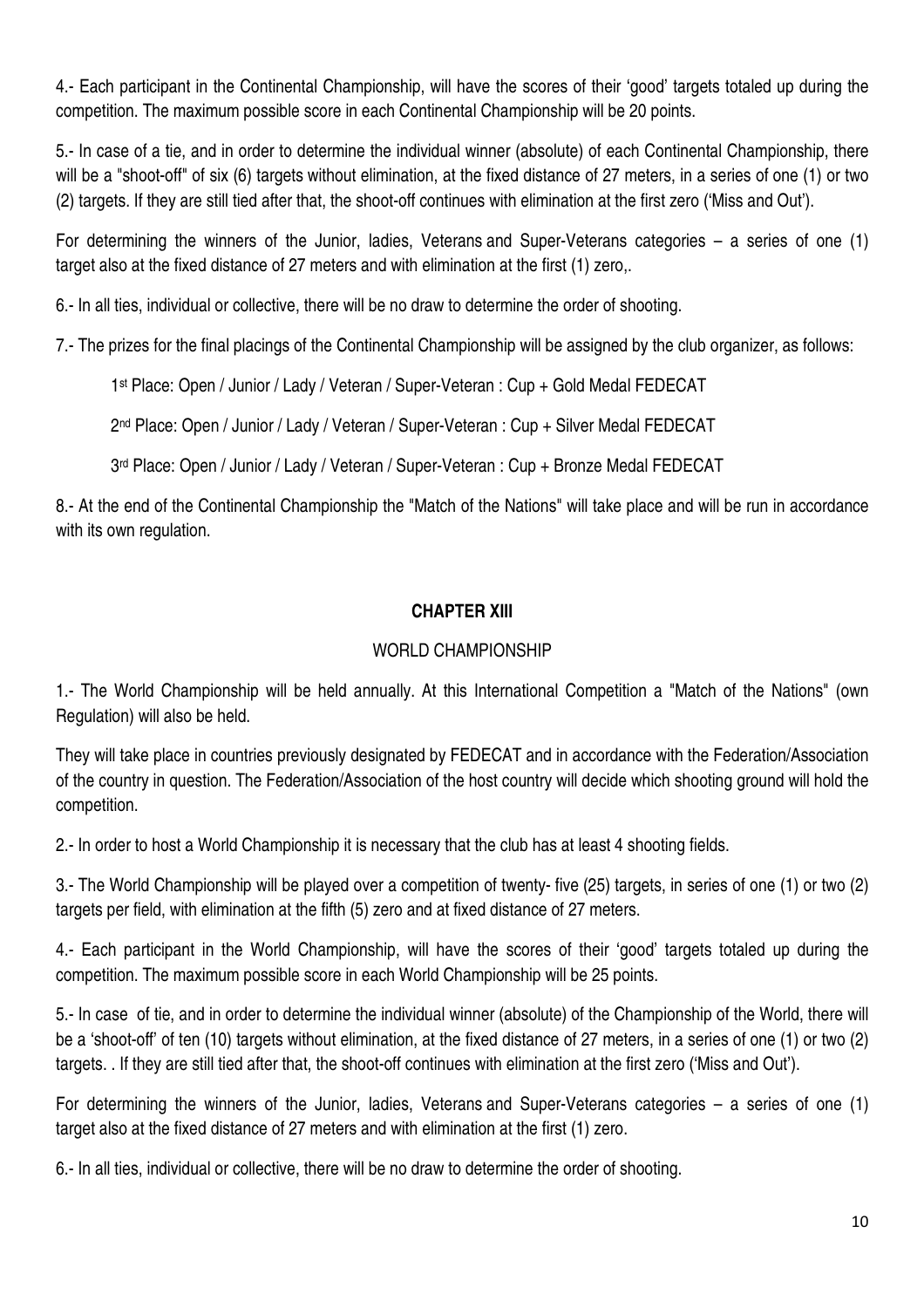4.- Each participant in the Continental Championship, will have the scores of their 'good' targets totaled up during the competition. The maximum possible score in each Continental Championship will be 20 points.

5.- In case of a tie, and in order to determine the individual winner (absolute) of each Continental Championship, there will be a "shoot-off" of six (6) targets without elimination, at the fixed distance of 27 meters, in a series of one (1) or two (2) targets. If they are still tied after that, the shoot-off continues with elimination at the first zero ('Miss and Out').

For determining the winners of the Junior, ladies, Veterans and Super-Veterans categories – a series of one (1) target also at the fixed distance of 27 meters and with elimination at the first (1) zero,.

6.- In all ties, individual or collective, there will be no draw to determine the order of shooting.

7.- The prizes for the final placings of the Continental Championship will be assigned by the club organizer, as follows:

1st Place: Open / Junior / Lady / Veteran / Super-Veteran : Cup + Gold Medal FEDECAT

2nd Place: Open / Junior / Lady / Veteran / Super-Veteran : Cup + Silver Medal FEDECAT

3rd Place: Open / Junior / Lady / Veteran / Super-Veteran : Cup + Bronze Medal FEDECAT

8.- At the end of the Continental Championship the "Match of the Nations" will take place and will be run in accordance with its own regulation.

## CHAPTER XIII

### WORLD CHAMPIONSHIP

1.- The World Championship will be held annually. At this International Competition a "Match of the Nations" (own Regulation) will also be held.

They will take place in countries previously designated by FEDECAT and in accordance with the Federation/Association of the country in question. The Federation/Association of the host country will decide which shooting ground will hold the competition.

2.- In order to host a World Championship it is necessary that the club has at least 4 shooting fields.

3.- The World Championship will be played over a competition of twenty- five (25) targets, in series of one (1) or two (2) targets per field, with elimination at the fifth (5) zero and at fixed distance of 27 meters.

4.- Each participant in the World Championship, will have the scores of their 'good' targets totaled up during the competition. The maximum possible score in each World Championship will be 25 points.

5.- In case of tie, and in order to determine the individual winner (absolute) of the Championship of the World, there will be a 'shoot-off' of ten (10) targets without elimination, at the fixed distance of 27 meters, in a series of one (1) or two (2) targets. . If they are still tied after that, the shoot-off continues with elimination at the first zero ('Miss and Out').

For determining the winners of the Junior, ladies, Veterans and Super-Veterans categories – a series of one (1) target also at the fixed distance of 27 meters and with elimination at the first (1) zero.

6.- In all ties, individual or collective, there will be no draw to determine the order of shooting.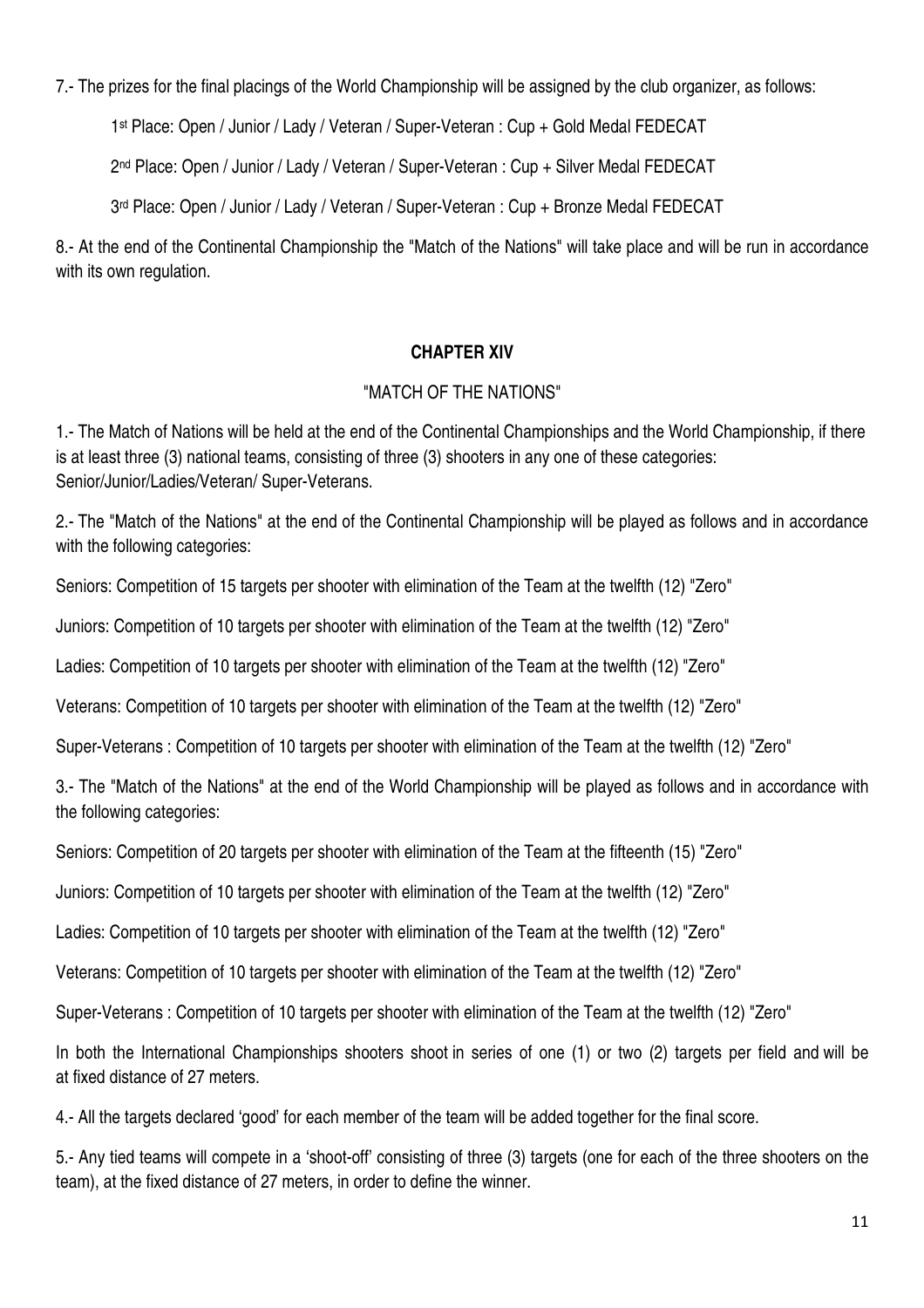7.- The prizes for the final placings of the World Championship will be assigned by the club organizer, as follows:

1st Place: Open / Junior / Lady / Veteran / Super-Veteran : Cup + Gold Medal FEDECAT

2nd Place: Open / Junior / Lady / Veteran / Super-Veteran : Cup + Silver Medal FEDECAT

3rd Place: Open / Junior / Lady / Veteran / Super-Veteran : Cup + Bronze Medal FEDECAT

8.- At the end of the Continental Championship the "Match of the Nations" will take place and will be run in accordance with its own regulation.

## CHAPTER XIV

### "MATCH OF THE NATIONS"

1.- The Match of Nations will be held at the end of the Continental Championships and the World Championship, if there is at least three (3) national teams, consisting of three (3) shooters in any one of these categories: Senior/Junior/Ladies/Veteran/ Super-Veterans.

2.- The "Match of the Nations" at the end of the Continental Championship will be played as follows and in accordance with the following categories:

Seniors: Competition of 15 targets per shooter with elimination of the Team at the twelfth (12) "Zero"

Juniors: Competition of 10 targets per shooter with elimination of the Team at the twelfth (12) "Zero"

Ladies: Competition of 10 targets per shooter with elimination of the Team at the twelfth (12) "Zero"

Veterans: Competition of 10 targets per shooter with elimination of the Team at the twelfth (12) "Zero"

Super-Veterans : Competition of 10 targets per shooter with elimination of the Team at the twelfth (12) "Zero"

3.- The "Match of the Nations" at the end of the World Championship will be played as follows and in accordance with the following categories:

Seniors: Competition of 20 targets per shooter with elimination of the Team at the fifteenth (15) "Zero"

Juniors: Competition of 10 targets per shooter with elimination of the Team at the twelfth (12) "Zero"

Ladies: Competition of 10 targets per shooter with elimination of the Team at the twelfth (12) "Zero"

Veterans: Competition of 10 targets per shooter with elimination of the Team at the twelfth (12) "Zero"

Super-Veterans : Competition of 10 targets per shooter with elimination of the Team at the twelfth (12) "Zero"

In both the International Championships shooters shoot in series of one (1) or two (2) targets per field and will be at fixed distance of 27 meters.

4.- All the targets declared 'good' for each member of the team will be added together for the final score.

5.- Any tied teams will compete in a 'shoot-off' consisting of three (3) targets (one for each of the three shooters on the team), at the fixed distance of 27 meters, in order to define the winner.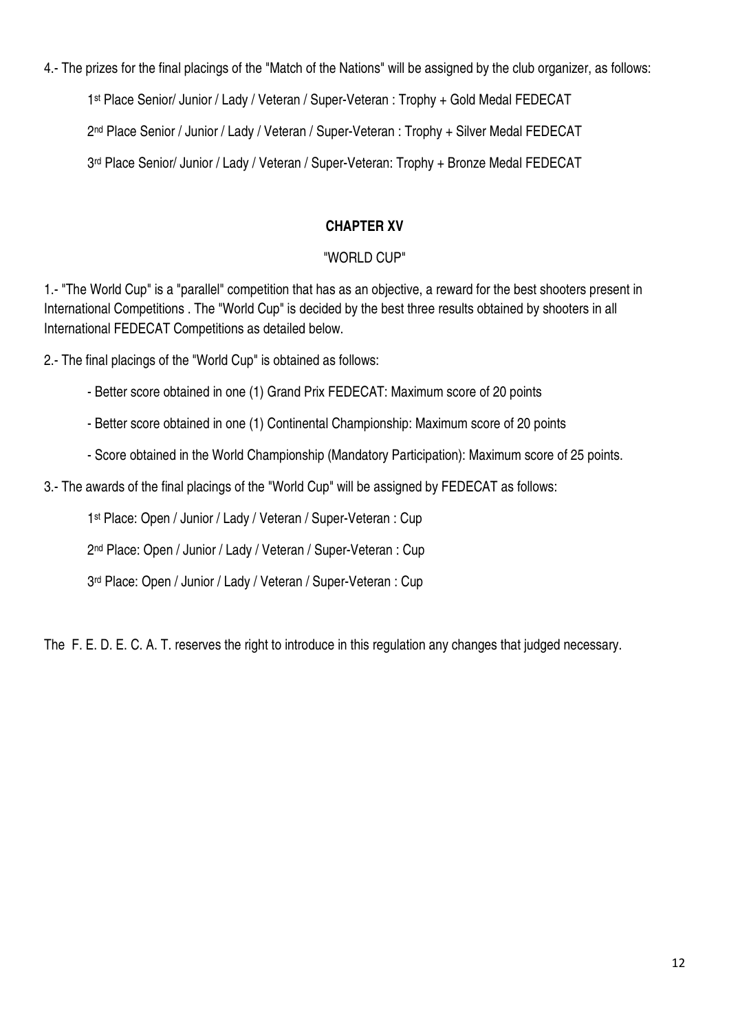4.- The prizes for the final placings of the "Match of the Nations" will be assigned by the club organizer, as follows:

1st Place Senior/ Junior / Lady / Veteran / Super-Veteran : Trophy + Gold Medal FEDECAT

2nd Place Senior / Junior / Lady / Veteran / Super-Veteran : Trophy + Silver Medal FEDECAT

3rd Place Senior/ Junior / Lady / Veteran / Super-Veteran: Trophy + Bronze Medal FEDECAT

## CHAPTER XV

"WORLD CUP"

1.- "The World Cup" is a "parallel" competition that has as an objective, a reward for the best shooters present in International Competitions . The "World Cup" is decided by the best three results obtained by shooters in all International FEDECAT Competitions as detailed below.

2.- The final placings of the "World Cup" is obtained as follows:

- Better score obtained in one (1) Grand Prix FEDECAT: Maximum score of 20 points
- Better score obtained in one (1) Continental Championship: Maximum score of 20 points
- Score obtained in the World Championship (Mandatory Participation): Maximum score of 25 points.

3.- The awards of the final placings of the "World Cup" will be assigned by FEDECAT as follows:

1st Place: Open / Junior / Lady / Veteran / Super-Veteran : Cup

2nd Place: Open / Junior / Lady / Veteran / Super-Veteran : Cup

3rd Place: Open / Junior / Lady / Veteran / Super-Veteran : Cup

The F. E. D. E. C. A. T. reserves the right to introduce in this regulation any changes that judged necessary.